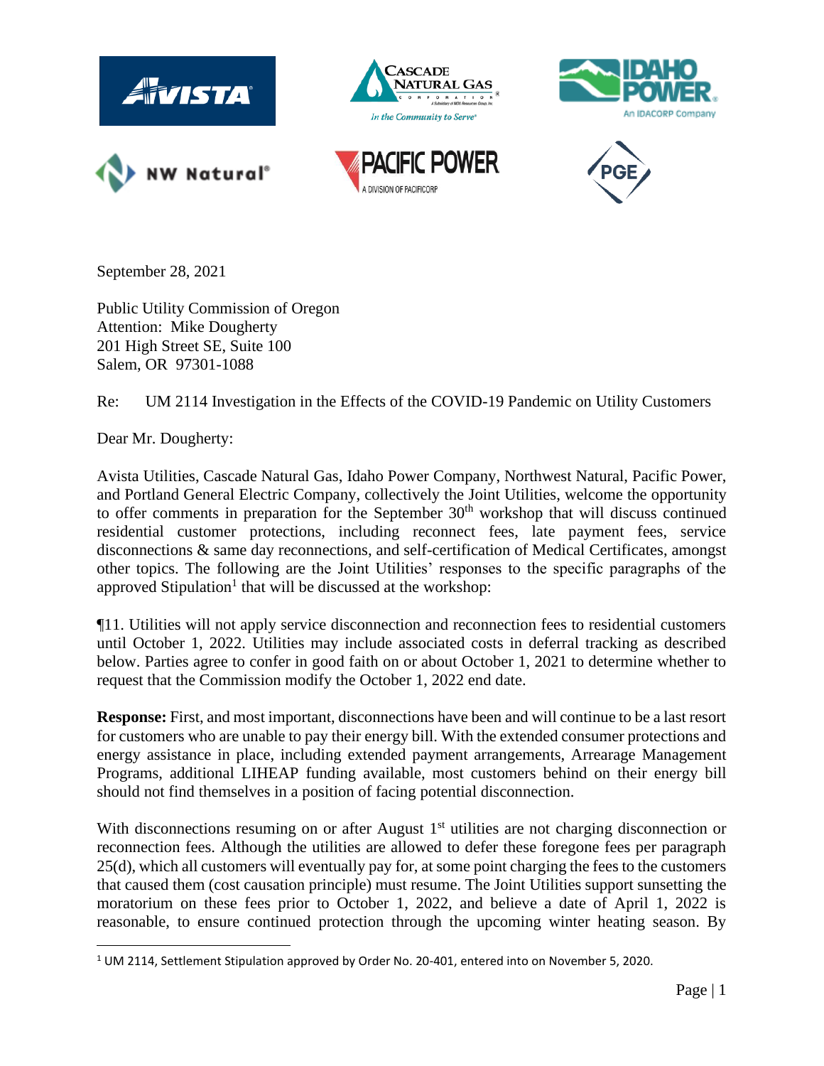September 28, 2021

Public Utility Commission of Oregon
Attention: Mike Dougherty
201 High Street SE, Suite 100
Salem, OR 97301-1088

Re: UM 2114 Investigation in the Effects of the COVID-19 Pandemic on Utility Customers

Dear Mr. Dougherty:

Avista Utilities, Cascade Natural Gas, Idaho Power Company, Northwest Natural, Pacific Power, and Portland General Electric Company, collectively the Joint Utilities, welcome the opportunity to offer comments in preparation for the September 30th workshop that will discuss continued residential customer protections, including reconnect fees, late payment fees, service disconnections & same day reconnections, and self-certification of Medical Certificates, amongst other topics. The following are the Joint Utilities' responses to the specific paragraphs of the approved Stipulation[1] that will be discussed at the workshop:

¶11. Utilities will not apply service disconnection and reconnection fees to residential customers until October 1, 2022. Utilities may include associated costs in deferral tracking as described below. Parties agree to confer in good faith on or about October 1, 2021 to determine whether to request that the Commission modify the October 1, 2022 end date.

**Response:** First, and most important, disconnections have been and will continue to be a last resort for customers who are unable to pay their energy bill. With the extended consumer protections and energy assistance in place, including extended payment arrangements, Arrearage Management Programs, additional LIHEAP funding available, most customers behind on their energy bill should not find themselves in a position of facing potential disconnection.

With disconnections resuming on or after August 1st utilities are not charging disconnection or reconnection fees. Although the utilities are allowed to defer these foregone fees per paragraph 25(d), which all customers will eventually pay for, at some point charging the fees to the customers that caused them (cost causation principle) must resume. The Joint Utilities support sunsetting the moratorium on these fees prior to October 1, 2022, and believe a date of April 1, 2022 is reasonable, to ensure continued protection through the upcoming winter heating season. By

[1] UM 2114, Settlement Stipulation approved by Order No. 20-401, entered into on November 5, 2020.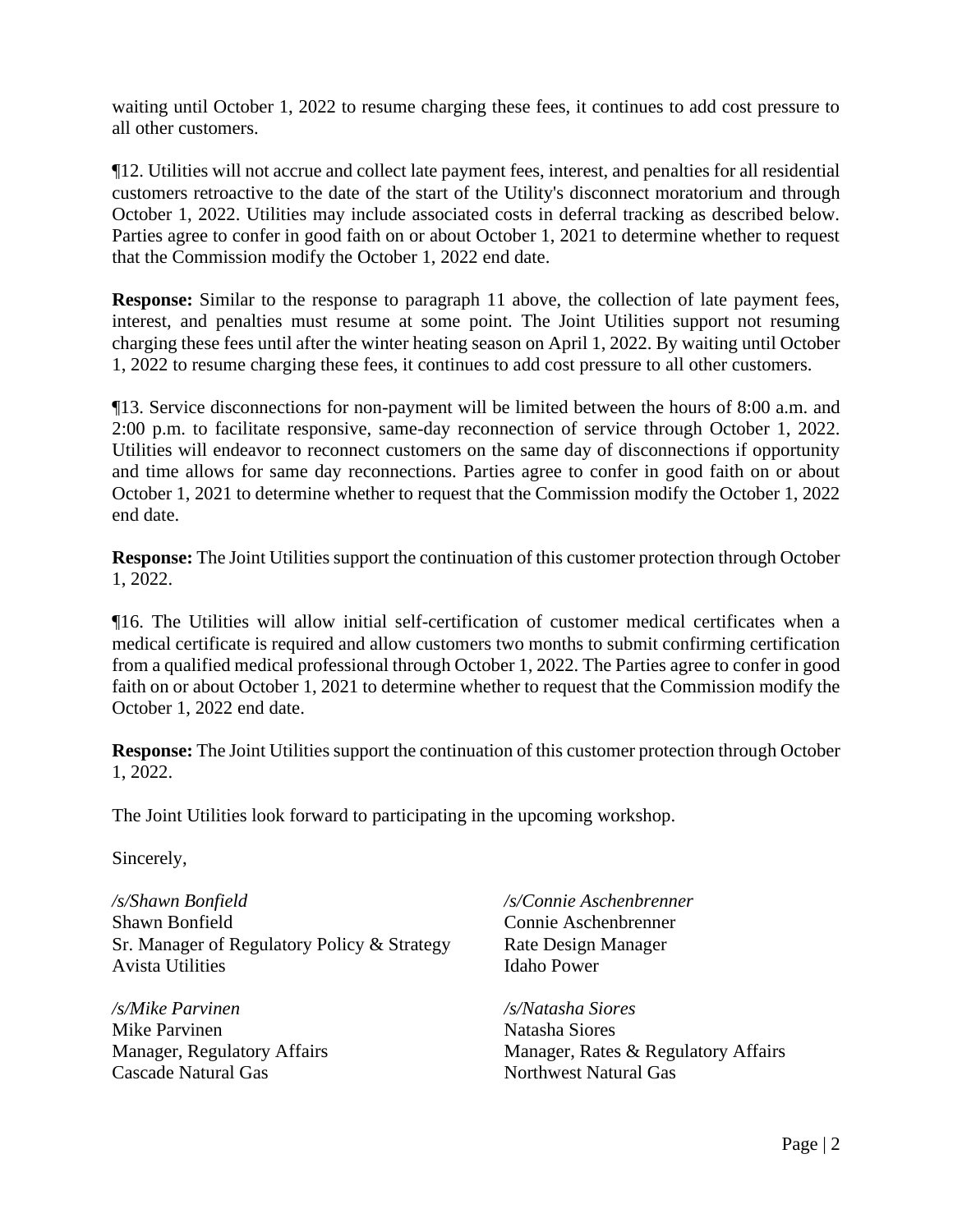waiting until October 1, 2022 to resume charging these fees, it continues to add cost pressure to all other customers.

¶12. Utilities will not accrue and collect late payment fees, interest, and penalties for all residential customers retroactive to the date of the start of the Utility's disconnect moratorium and through October 1, 2022. Utilities may include associated costs in deferral tracking as described below. Parties agree to confer in good faith on or about October 1, 2021 to determine whether to request that the Commission modify the October 1, 2022 end date.

**Response:** Similar to the response to paragraph 11 above, the collection of late payment fees, interest, and penalties must resume at some point. The Joint Utilities support not resuming charging these fees until after the winter heating season on April 1, 2022. By waiting until October 1, 2022 to resume charging these fees, it continues to add cost pressure to all other customers.

¶13. Service disconnections for non-payment will be limited between the hours of 8:00 a.m. and 2:00 p.m. to facilitate responsive, same-day reconnection of service through October 1, 2022. Utilities will endeavor to reconnect customers on the same day of disconnections if opportunity and time allows for same day reconnections. Parties agree to confer in good faith on or about October 1, 2021 to determine whether to request that the Commission modify the October 1, 2022 end date.

**Response:** The Joint Utilities support the continuation of this customer protection through October 1, 2022.

¶16. The Utilities will allow initial self-certification of customer medical certificates when a medical certificate is required and allow customers two months to submit confirming certification from a qualified medical professional through October 1, 2022. The Parties agree to confer in good faith on or about October 1, 2021 to determine whether to request that the Commission modify the October 1, 2022 end date.

**Response:** The Joint Utilities support the continuation of this customer protection through October 1, 2022.

The Joint Utilities look forward to participating in the upcoming workshop.

Sincerely,

*/s/Shawn Bonfield*
Shawn Bonfield
Sr. Manager of Regulatory Policy & Strategy
Avista Utilities

*/s/Connie Aschenbrenner*
Connie Aschenbrenner
Rate Design Manager
Idaho Power

*/s/Mike Parvinen*
Mike Parvinen
Manager, Regulatory Affairs
Cascade Natural Gas

*/s/Natasha Siores*
Natasha Siores
Manager, Rates & Regulatory Affairs
Northwest Natural Gas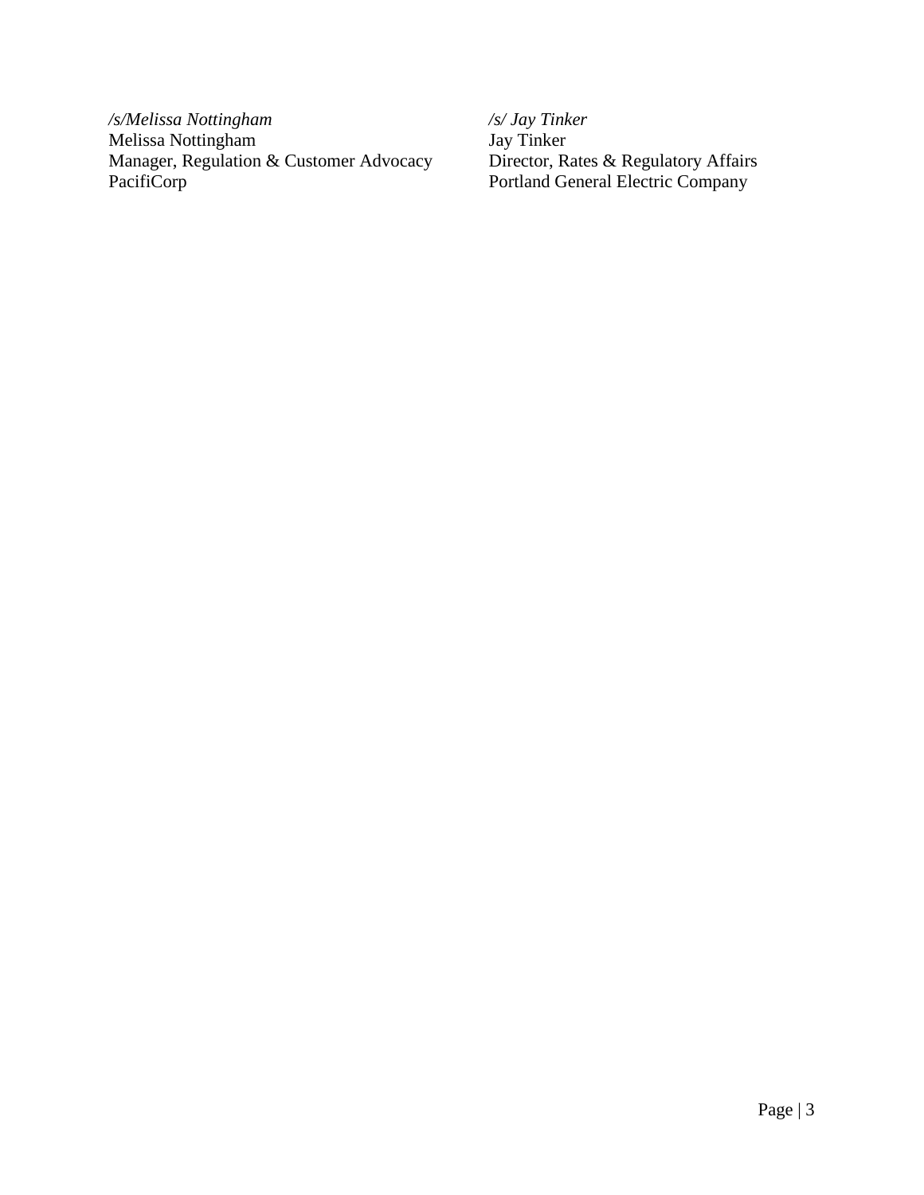*/s/Melissa Nottingham*
Melissa Nottingham
Manager, Regulation & Customer Advocacy
PacifiCorp

*/s/ Jay Tinker*
Jay Tinker
Director, Rates & Regulatory Affairs
Portland General Electric Company